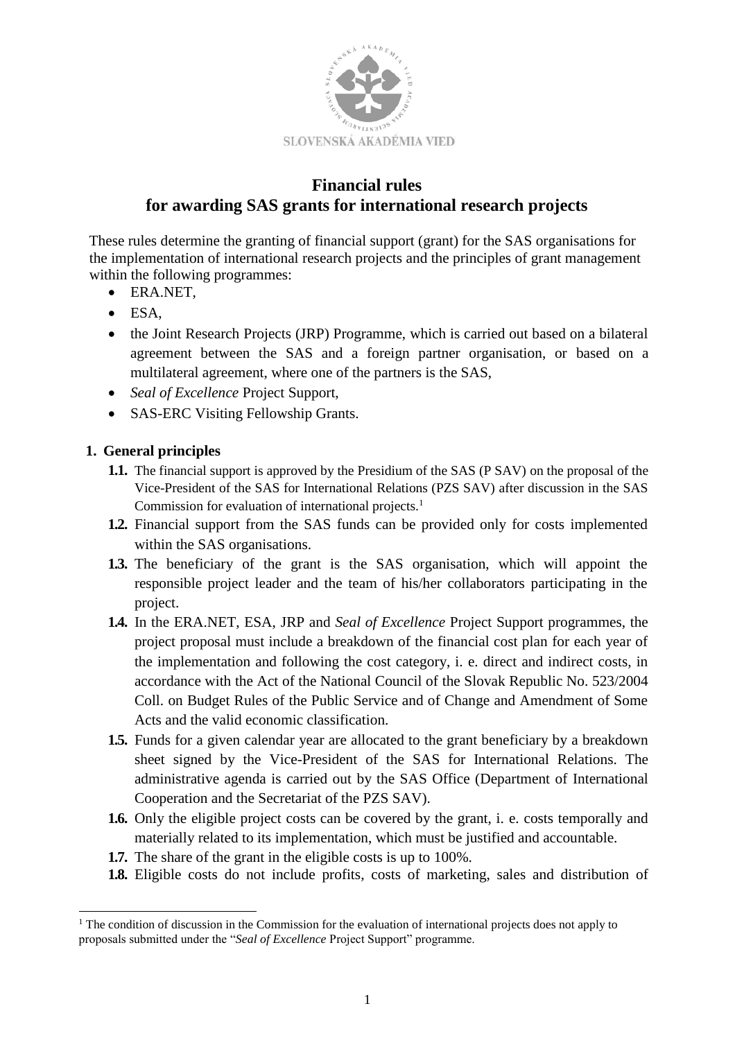SLOVENSKÁ AKADÉMIA VIED

# Financial rules for awarding SAS grants for international research projects

These rules determine the granting of financial support (grant) for the SAS organisations for the implementation of international research projects and the principles of grant management within the following programmes:

- ERA.NET,
- ESA,
- the Joint Research Projects (JRP) Programme, which is carried out based on a bilateral agreement between the SAS and a foreign partner organisation, or based on a multilateral agreement, where one of the partners is the SAS,
- *Seal of Excellence* Project Support,
- SAS-ERC Visiting Fellowship Grants.

## 1. General principles

**1.1.** The financial support is approved by the Presidium of the SAS (P SAV) on the proposal of the Vice-President of the SAS for International Relations (PZS SAV) after discussion in the SAS Commission for evaluation of international projects.[1]

**1.2.** Financial support from the SAS funds can be provided only for costs implemented within the SAS organisations.

**1.3.** The beneficiary of the grant is the SAS organisation, which will appoint the responsible project leader and the team of his/her collaborators participating in the project.

**1.4.** In the ERA.NET, ESA, JRP and *Seal of Excellence* Project Support programmes, the project proposal must include a breakdown of the financial cost plan for each year of the implementation and following the cost category, i. e. direct and indirect costs, in accordance with the Act of the National Council of the Slovak Republic No. 523/2004 Coll. on Budget Rules of the Public Service and of Change and Amendment of Some Acts and the valid economic classification.

**1.5.** Funds for a given calendar year are allocated to the grant beneficiary by a breakdown sheet signed by the Vice-President of the SAS for International Relations. The administrative agenda is carried out by the SAS Office (Department of International Cooperation and the Secretariat of the PZS SAV).

**1.6.** Only the eligible project costs can be covered by the grant, i. e. costs temporally and materially related to its implementation, which must be justified and accountable.

**1.7.** The share of the grant in the eligible costs is up to 100%.

**1.8.** Eligible costs do not include profits, costs of marketing, sales and distribution of

---

[1] The condition of discussion in the Commission for the evaluation of international projects does not apply to proposals submitted under the "*Seal of Excellence* Project Support" programme.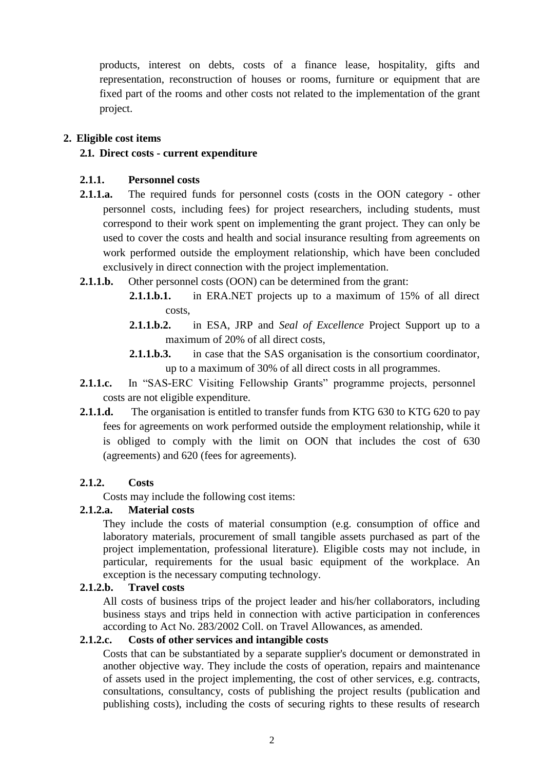products, interest on debts, costs of a finance lease, hospitality, gifts and representation, reconstruction of houses or rooms, furniture or equipment that are fixed part of the rooms and other costs not related to the implementation of the grant project.

## 2. Eligible cost items

### 2.1. Direct costs - current expenditure

#### 2.1.1. Personnel costs

**2.1.1.a.** The required funds for personnel costs (costs in the OON category - other personnel costs, including fees) for project researchers, including students, must correspond to their work spent on implementing the grant project. They can only be used to cover the costs and health and social insurance resulting from agreements on work performed outside the employment relationship, which have been concluded exclusively in direct connection with the project implementation.

**2.1.1.b.** Other personnel costs (OON) can be determined from the grant:

- **2.1.1.b.1.** in ERA.NET projects up to a maximum of 15% of all direct costs,
- **2.1.1.b.2.** in ESA, JRP and *Seal of Excellence* Project Support up to a maximum of 20% of all direct costs,
- **2.1.1.b.3.** in case that the SAS organisation is the consortium coordinator, up to a maximum of 30% of all direct costs in all programmes.

**2.1.1.c.** In "SAS-ERC Visiting Fellowship Grants" programme projects, personnel costs are not eligible expenditure.

**2.1.1.d.** The organisation is entitled to transfer funds from KTG 630 to KTG 620 to pay fees for agreements on work performed outside the employment relationship, while it is obliged to comply with the limit on OON that includes the cost of 630 (agreements) and 620 (fees for agreements).

#### 2.1.2. Costs

Costs may include the following cost items:

**2.1.2.a. Material costs**

They include the costs of material consumption (e.g. consumption of office and laboratory materials, procurement of small tangible assets purchased as part of the project implementation, professional literature). Eligible costs may not include, in particular, requirements for the usual basic equipment of the workplace. An exception is the necessary computing technology.

**2.1.2.b. Travel costs**

All costs of business trips of the project leader and his/her collaborators, including business stays and trips held in connection with active participation in conferences according to Act No. 283/2002 Coll. on Travel Allowances, as amended.

**2.1.2.c. Costs of other services and intangible costs**

Costs that can be substantiated by a separate supplier's document or demonstrated in another objective way. They include the costs of operation, repairs and maintenance of assets used in the project implementing, the cost of other services, e.g. contracts, consultations, consultancy, costs of publishing the project results (publication and publishing costs), including the costs of securing rights to these results of research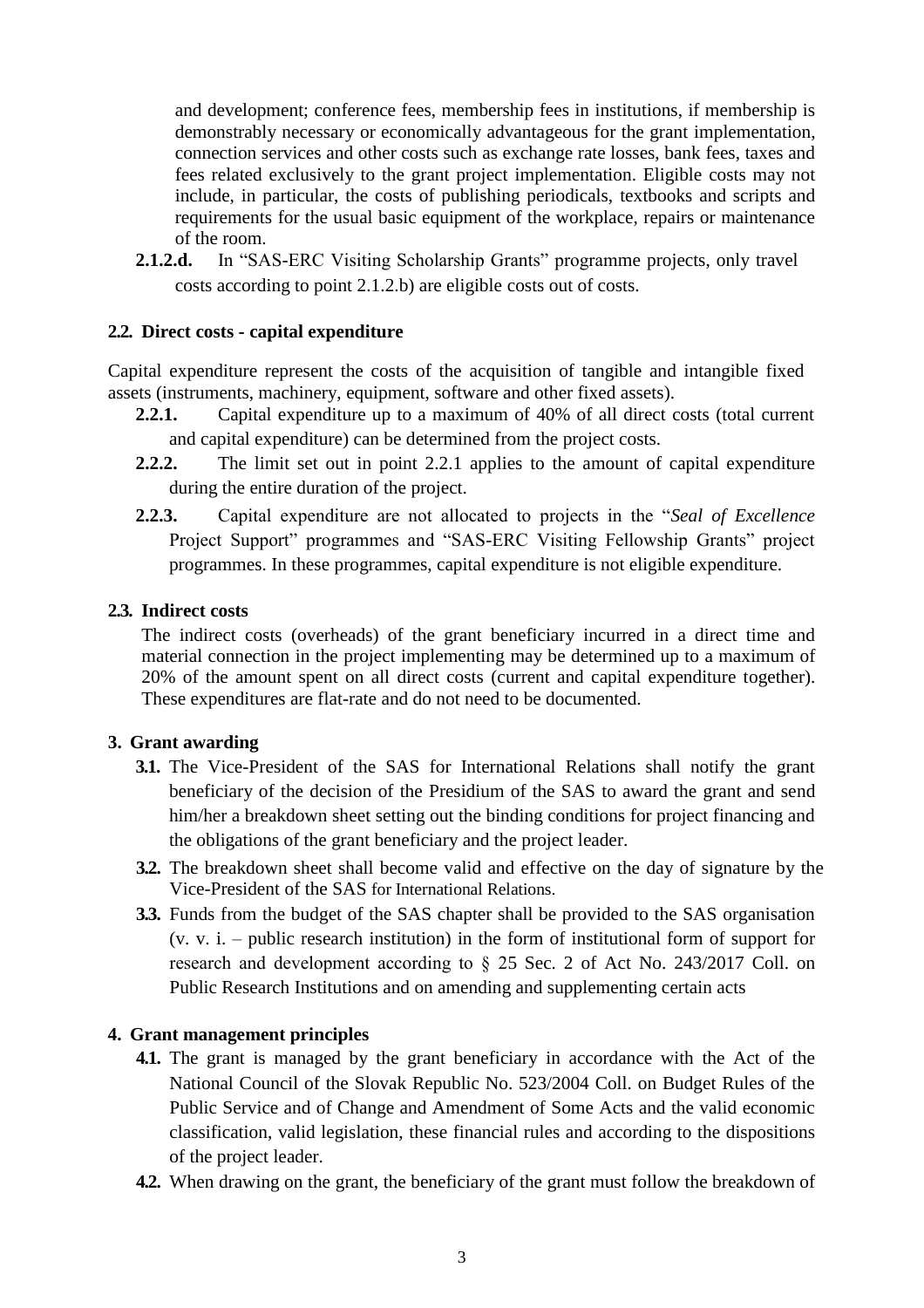and development; conference fees, membership fees in institutions, if membership is demonstrably necessary or economically advantageous for the grant implementation, connection services and other costs such as exchange rate losses, bank fees, taxes and fees related exclusively to the grant project implementation. Eligible costs may not include, in particular, the costs of publishing periodicals, textbooks and scripts and requirements for the usual basic equipment of the workplace, repairs or maintenance of the room.

**2.1.2.d.** In "SAS-ERC Visiting Scholarship Grants" programme projects, only travel costs according to point 2.1.2.b) are eligible costs out of costs.

### 2.2. Direct costs - capital expenditure

Capital expenditure represent the costs of the acquisition of tangible and intangible fixed assets (instruments, machinery, equipment, software and other fixed assets).

**2.2.1.** Capital expenditure up to a maximum of 40% of all direct costs (total current and capital expenditure) can be determined from the project costs.

**2.2.2.** The limit set out in point 2.2.1 applies to the amount of capital expenditure during the entire duration of the project.

**2.2.3.** Capital expenditure are not allocated to projects in the "*Seal of Excellence* Project Support" programmes and "SAS-ERC Visiting Fellowship Grants" project programmes. In these programmes, capital expenditure is not eligible expenditure.

### 2.3. Indirect costs

The indirect costs (overheads) of the grant beneficiary incurred in a direct time and material connection in the project implementing may be determined up to a maximum of 20% of the amount spent on all direct costs (current and capital expenditure together). These expenditures are flat-rate and do not need to be documented.

## 3. Grant awarding

**3.1.** The Vice-President of the SAS for International Relations shall notify the grant beneficiary of the decision of the Presidium of the SAS to award the grant and send him/her a breakdown sheet setting out the binding conditions for project financing and the obligations of the grant beneficiary and the project leader.

**3.2.** The breakdown sheet shall become valid and effective on the day of signature by the Vice-President of the SAS for International Relations.

**3.3.** Funds from the budget of the SAS chapter shall be provided to the SAS organisation (v. v. i. – public research institution) in the form of institutional form of support for research and development according to § 25 Sec. 2 of Act No. 243/2017 Coll. on Public Research Institutions and on amending and supplementing certain acts

## 4. Grant management principles

**4.1.** The grant is managed by the grant beneficiary in accordance with the Act of the National Council of the Slovak Republic No. 523/2004 Coll. on Budget Rules of the Public Service and of Change and Amendment of Some Acts and the valid economic classification, valid legislation, these financial rules and according to the dispositions of the project leader.

**4.2.** When drawing on the grant, the beneficiary of the grant must follow the breakdown of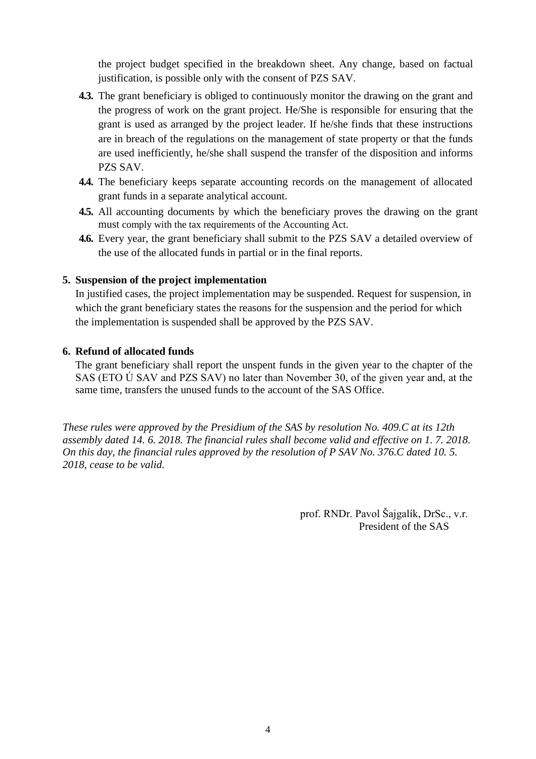the project budget specified in the breakdown sheet. Any change, based on factual justification, is possible only with the consent of PZS SAV.

**4.3.** The grant beneficiary is obliged to continuously monitor the drawing on the grant and the progress of work on the grant project. He/She is responsible for ensuring that the grant is used as arranged by the project leader. If he/she finds that these instructions are in breach of the regulations on the management of state property or that the funds are used inefficiently, he/she shall suspend the transfer of the disposition and informs PZS SAV.

**4.4.** The beneficiary keeps separate accounting records on the management of allocated grant funds in a separate analytical account.

**4.5.** All accounting documents by which the beneficiary proves the drawing on the grant must comply with the tax requirements of the Accounting Act.

**4.6.** Every year, the grant beneficiary shall submit to the PZS SAV a detailed overview of the use of the allocated funds in partial or in the final reports.

**5. Suspension of the project implementation**

In justified cases, the project implementation may be suspended. Request for suspension, in which the grant beneficiary states the reasons for the suspension and the period for which the implementation is suspended shall be approved by the PZS SAV.

**6. Refund of allocated funds**

The grant beneficiary shall report the unspent funds in the given year to the chapter of the SAS (ETO Ú SAV and PZS SAV) no later than November 30, of the given year and, at the same time, transfers the unused funds to the account of the SAS Office.

*These rules were approved by the Presidium of the SAS by resolution No. 409.C at its 12th assembly dated 14. 6. 2018. The financial rules shall become valid and effective on 1. 7. 2018. On this day, the financial rules approved by the resolution of P SAV No. 376.C dated 10. 5. 2018, cease to be valid.*

prof. RNDr. Pavol Šajgalík, DrSc., v.r.
President of the SAS